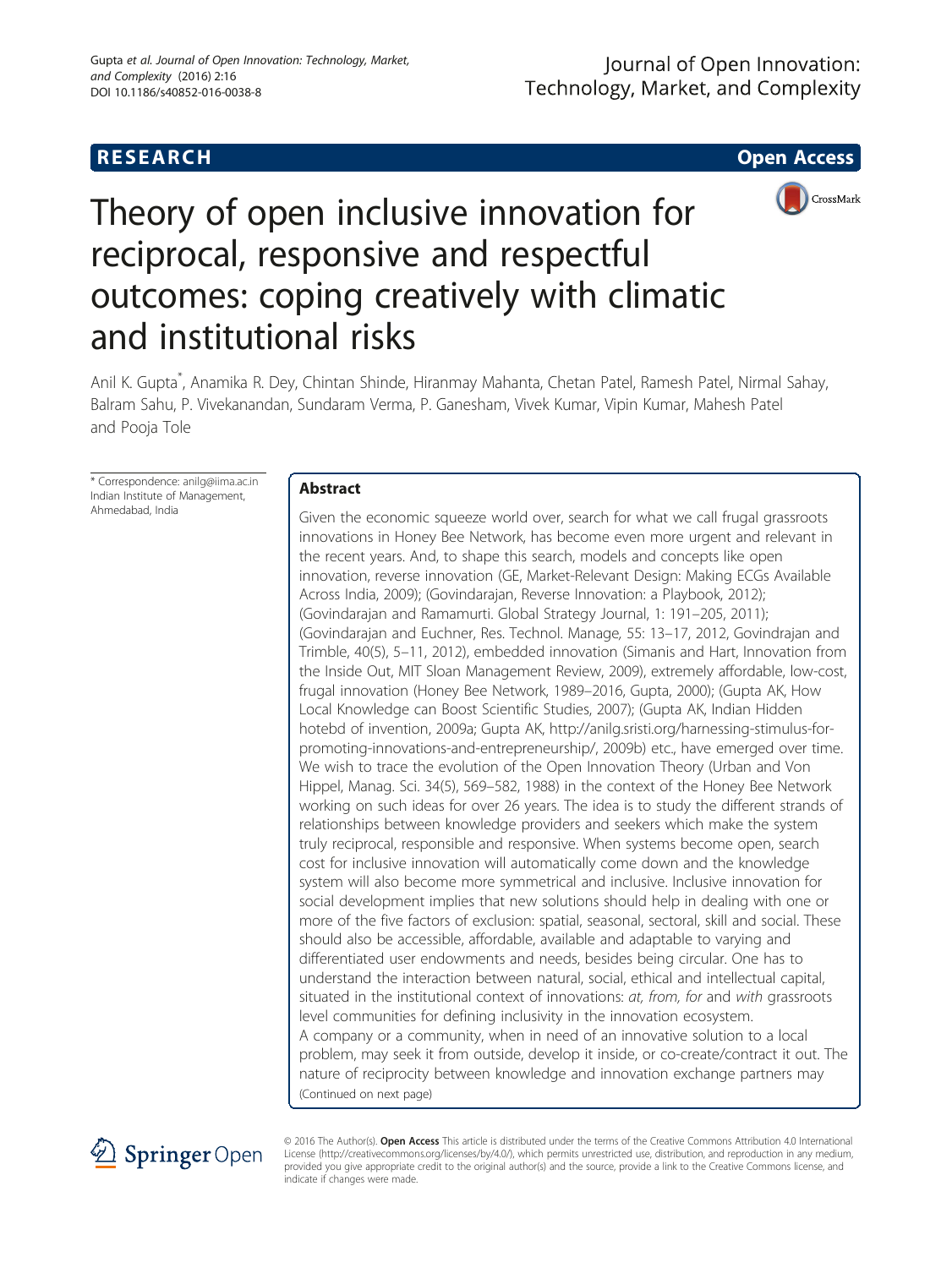**RESEARCH** **Open Access**

# Theory of open inclusive innovation for reciprocal, responsive and respectful outcomes: coping creatively with climatic and institutional risks

Anil K. Gupta*, Anamika R. Dey, Chintan Shinde, Hiranmay Mahanta, Chetan Patel, Ramesh Patel, Nirmal Sahay, Balram Sahu, P. Vivekanandan, Sundaram Verma, P. Ganesham, Vivek Kumar, Vipin Kumar, Mahesh Patel and Pooja Tole

\* Correspondence: anilg@iima.ac.in
Indian Institute of Management, Ahmedabad, India

## Abstract

Given the economic squeeze world over, search for what we call frugal grassroots innovations in Honey Bee Network, has become even more urgent and relevant in the recent years. And, to shape this search, models and concepts like open innovation, reverse innovation (GE, Market-Relevant Design: Making ECGs Available Across India, 2009); (Govindarajan, Reverse Innovation: a Playbook, 2012); (Govindarajan and Ramamurti. Global Strategy Journal, 1: 191–205, 2011); (Govindarajan and Euchner, Res. Technol. Manage, 55: 13–17, 2012, Govindrajan and Trimble, 40(5), 5–11, 2012), embedded innovation (Simanis and Hart, Innovation from the Inside Out, MIT Sloan Management Review, 2009), extremely affordable, low-cost, frugal innovation (Honey Bee Network, 1989–2016, Gupta, 2000); (Gupta AK, How Local Knowledge can Boost Scientific Studies, 2007); (Gupta AK, Indian Hidden hotebd of invention, 2009a; Gupta AK, http://anilg.sristi.org/harnessing-stimulus-for-promoting-innovations-and-entrepreneurship/, 2009b) etc., have emerged over time. We wish to trace the evolution of the Open Innovation Theory (Urban and Von Hippel, Manag. Sci. 34(5), 569–582, 1988) in the context of the Honey Bee Network working on such ideas for over 26 years. The idea is to study the different strands of relationships between knowledge providers and seekers which make the system truly reciprocal, responsible and responsive. When systems become open, search cost for inclusive innovation will automatically come down and the knowledge system will also become more symmetrical and inclusive. Inclusive innovation for social development implies that new solutions should help in dealing with one or more of the five factors of exclusion: spatial, seasonal, sectoral, skill and social. These should also be accessible, affordable, available and adaptable to varying and differentiated user endowments and needs, besides being circular. One has to understand the interaction between natural, social, ethical and intellectual capital, situated in the institutional context of innovations: *at, from, for* and *with* grassroots level communities for defining inclusivity in the innovation ecosystem.

A company or a community, when in need of an innovative solution to a local problem, may seek it from outside, develop it inside, or co-create/contract it out. The nature of reciprocity between knowledge and innovation exchange partners may

(Continued on next page)

© 2016 The Author(s). **Open Access** This article is distributed under the terms of the Creative Commons Attribution 4.0 International License (http://creativecommons.org/licenses/by/4.0/), which permits unrestricted use, distribution, and reproduction in any medium, provided you give appropriate credit to the original author(s) and the source, provide a link to the Creative Commons license, and indicate if changes were made.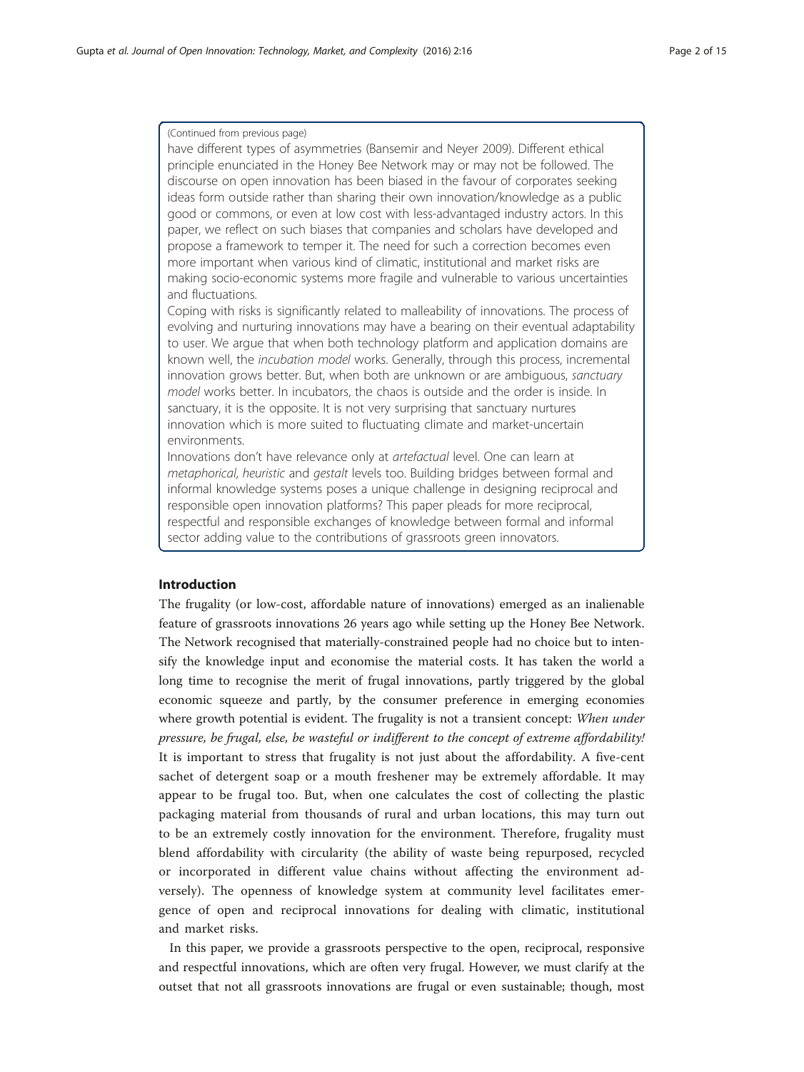(Continued from previous page)

have different types of asymmetries (Bansemir and Neyer 2009). Different ethical principle enunciated in the Honey Bee Network may or may not be followed. The discourse on open innovation has been biased in the favour of corporates seeking ideas form outside rather than sharing their own innovation/knowledge as a public good or commons, or even at low cost with less-advantaged industry actors. In this paper, we reflect on such biases that companies and scholars have developed and propose a framework to temper it. The need for such a correction becomes even more important when various kind of climatic, institutional and market risks are making socio-economic systems more fragile and vulnerable to various uncertainties and fluctuations.

Coping with risks is significantly related to malleability of innovations. The process of evolving and nurturing innovations may have a bearing on their eventual adaptability to user. We argue that when both technology platform and application domains are known well, the *incubation model* works. Generally, through this process, incremental innovation grows better. But, when both are unknown or are ambiguous, *sanctuary model* works better. In incubators, the chaos is outside and the order is inside. In sanctuary, it is the opposite. It is not very surprising that sanctuary nurtures innovation which is more suited to fluctuating climate and market-uncertain environments.

Innovations don't have relevance only at *artefactual* level. One can learn at *metaphorical*, *heuristic* and *gestalt* levels too. Building bridges between formal and informal knowledge systems poses a unique challenge in designing reciprocal and responsible open innovation platforms? This paper pleads for more reciprocal, respectful and responsible exchanges of knowledge between formal and informal sector adding value to the contributions of grassroots green innovators.

## Introduction

The frugality (or low-cost, affordable nature of innovations) emerged as an inalienable feature of grassroots innovations 26 years ago while setting up the Honey Bee Network. The Network recognised that materially-constrained people had no choice but to intensify the knowledge input and economise the material costs. It has taken the world a long time to recognise the merit of frugal innovations, partly triggered by the global economic squeeze and partly, by the consumer preference in emerging economies where growth potential is evident. The frugality is not a transient concept: *When under pressure, be frugal, else, be wasteful or indifferent to the concept of extreme affordability!* It is important to stress that frugality is not just about the affordability. A five-cent sachet of detergent soap or a mouth freshener may be extremely affordable. It may appear to be frugal too. But, when one calculates the cost of collecting the plastic packaging material from thousands of rural and urban locations, this may turn out to be an extremely costly innovation for the environment. Therefore, frugality must blend affordability with circularity (the ability of waste being repurposed, recycled or incorporated in different value chains without affecting the environment adversely). The openness of knowledge system at community level facilitates emergence of open and reciprocal innovations for dealing with climatic, institutional and market risks.

In this paper, we provide a grassroots perspective to the open, reciprocal, responsive and respectful innovations, which are often very frugal. However, we must clarify at the outset that not all grassroots innovations are frugal or even sustainable; though, most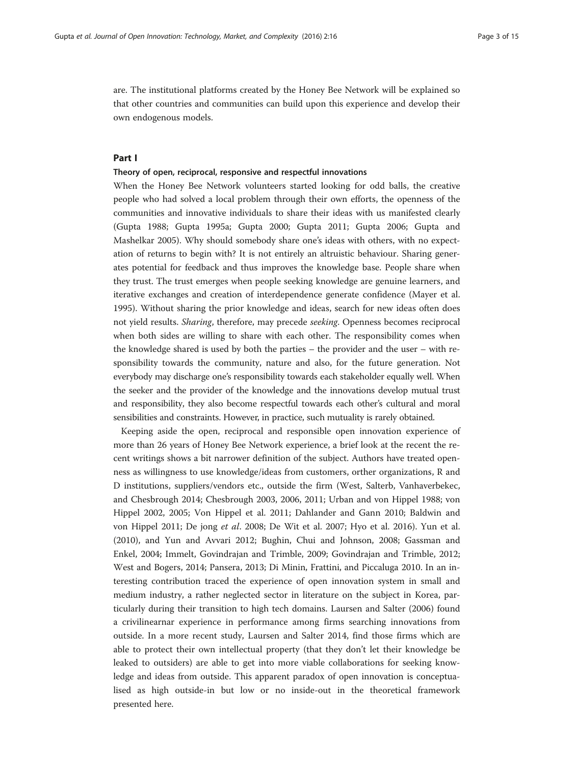are. The institutional platforms created by the Honey Bee Network will be explained so that other countries and communities can build upon this experience and develop their own endogenous models.

## Part I

### Theory of open, reciprocal, responsive and respectful innovations

When the Honey Bee Network volunteers started looking for odd balls, the creative people who had solved a local problem through their own efforts, the openness of the communities and innovative individuals to share their ideas with us manifested clearly (Gupta 1988; Gupta 1995a; Gupta 2000; Gupta 2011; Gupta 2006; Gupta and Mashelkar 2005). Why should somebody share one's ideas with others, with no expectation of returns to begin with? It is not entirely an altruistic behaviour. Sharing generates potential for feedback and thus improves the knowledge base. People share when they trust. The trust emerges when people seeking knowledge are genuine learners, and iterative exchanges and creation of interdependence generate confidence (Mayer et al. 1995). Without sharing the prior knowledge and ideas, search for new ideas often does not yield results. *Sharing*, therefore, may precede *seeking*. Openness becomes reciprocal when both sides are willing to share with each other. The responsibility comes when the knowledge shared is used by both the parties – the provider and the user – with responsibility towards the community, nature and also, for the future generation. Not everybody may discharge one's responsibility towards each stakeholder equally well. When the seeker and the provider of the knowledge and the innovations develop mutual trust and responsibility, they also become respectful towards each other's cultural and moral sensibilities and constraints. However, in practice, such mutuality is rarely obtained.

Keeping aside the open, reciprocal and responsible open innovation experience of more than 26 years of Honey Bee Network experience, a brief look at the recent the recent writings shows a bit narrower definition of the subject. Authors have treated openness as willingness to use knowledge/ideas from customers, orther organizations, R and D institutions, suppliers/vendors etc., outside the firm (West, Salterb, Vanhaverbekec, and Chesbrough 2014; Chesbrough 2003, 2006, 2011; Urban and von Hippel 1988; von Hippel 2002, 2005; Von Hippel et al. 2011; Dahlander and Gann 2010; Baldwin and von Hippel 2011; De jong *et al*. 2008; De Wit et al. 2007; Hyo et al. 2016). Yun et al. (2010), and Yun and Avvari 2012; Bughin, Chui and Johnson, 2008; Gassman and Enkel, 2004; Immelt, Govindrajan and Trimble, 2009; Govindrajan and Trimble, 2012; West and Bogers, 2014; Pansera, 2013; Di Minin, Frattini, and Piccaluga 2010. In an interesting contribution traced the experience of open innovation system in small and medium industry, a rather neglected sector in literature on the subject in Korea, particularly during their transition to high tech domains. Laursen and Salter (2006) found a crivilinearnar experience in performance among firms searching innovations from outside. In a more recent study, Laursen and Salter 2014, find those firms which are able to protect their own intellectual property (that they don't let their knowledge be leaked to outsiders) are able to get into more viable collaborations for seeking knowledge and ideas from outside. This apparent paradox of open innovation is conceptualised as high outside-in but low or no inside-out in the theoretical framework presented here.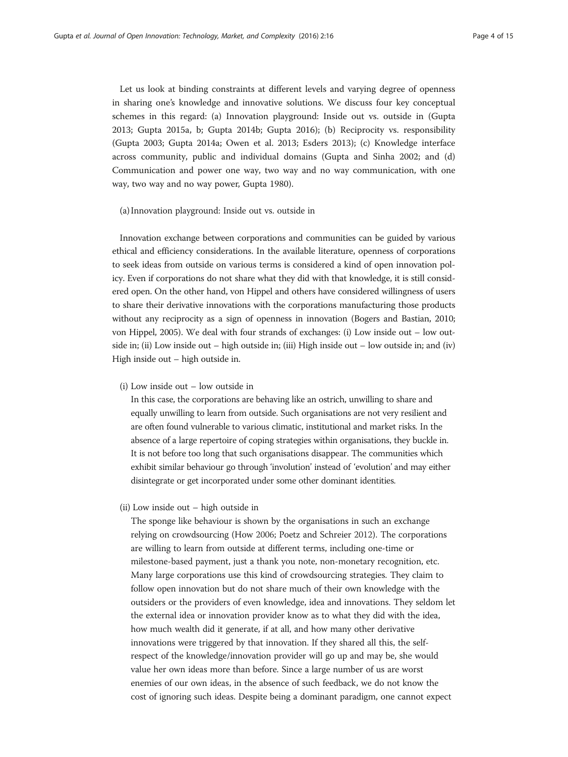Let us look at binding constraints at different levels and varying degree of openness in sharing one's knowledge and innovative solutions. We discuss four key conceptual schemes in this regard: (a) Innovation playground: Inside out vs. outside in (Gupta 2013; Gupta 2015a, b; Gupta 2014b; Gupta 2016); (b) Reciprocity vs. responsibility (Gupta 2003; Gupta 2014a; Owen et al. 2013; Esders 2013); (c) Knowledge interface across community, public and individual domains (Gupta and Sinha 2002; and (d) Communication and power one way, two way and no way communication, with one way, two way and no way power, Gupta 1980).

(a) Innovation playground: Inside out vs. outside in

Innovation exchange between corporations and communities can be guided by various ethical and efficiency considerations. In the available literature, openness of corporations to seek ideas from outside on various terms is considered a kind of open innovation policy. Even if corporations do not share what they did with that knowledge, it is still considered open. On the other hand, von Hippel and others have considered willingness of users to share their derivative innovations with the corporations manufacturing those products without any reciprocity as a sign of openness in innovation (Bogers and Bastian, 2010; von Hippel, 2005). We deal with four strands of exchanges: (i) Low inside out – low outside in; (ii) Low inside out – high outside in; (iii) High inside out – low outside in; and (iv) High inside out – high outside in.

(i) Low inside out – low outside in

In this case, the corporations are behaving like an ostrich, unwilling to share and equally unwilling to learn from outside. Such organisations are not very resilient and are often found vulnerable to various climatic, institutional and market risks. In the absence of a large repertoire of coping strategies within organisations, they buckle in. It is not before too long that such organisations disappear. The communities which exhibit similar behaviour go through 'involution' instead of 'evolution' and may either disintegrate or get incorporated under some other dominant identities.

(ii) Low inside out – high outside in

The sponge like behaviour is shown by the organisations in such an exchange relying on crowdsourcing (How 2006; Poetz and Schreier 2012). The corporations are willing to learn from outside at different terms, including one-time or milestone-based payment, just a thank you note, non-monetary recognition, etc. Many large corporations use this kind of crowdsourcing strategies. They claim to follow open innovation but do not share much of their own knowledge with the outsiders or the providers of even knowledge, idea and innovations. They seldom let the external idea or innovation provider know as to what they did with the idea, how much wealth did it generate, if at all, and how many other derivative innovations were triggered by that innovation. If they shared all this, the self-respect of the knowledge/innovation provider will go up and may be, she would value her own ideas more than before. Since a large number of us are worst enemies of our own ideas, in the absence of such feedback, we do not know the cost of ignoring such ideas. Despite being a dominant paradigm, one cannot expect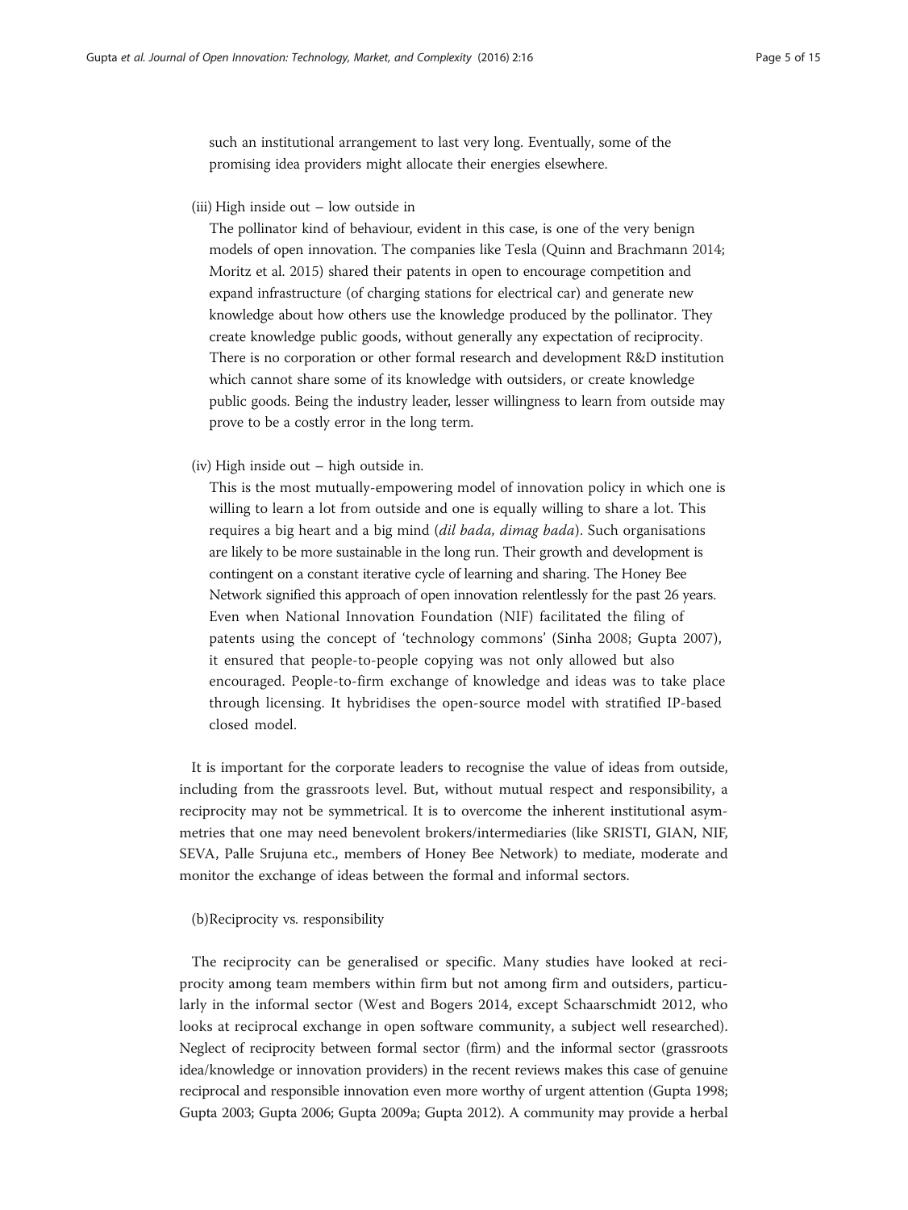such an institutional arrangement to last very long. Eventually, some of the promising idea providers might allocate their energies elsewhere.

(iii) High inside out – low outside in

The pollinator kind of behaviour, evident in this case, is one of the very benign models of open innovation. The companies like Tesla (Quinn and Brachmann 2014; Moritz et al. 2015) shared their patents in open to encourage competition and expand infrastructure (of charging stations for electrical car) and generate new knowledge about how others use the knowledge produced by the pollinator. They create knowledge public goods, without generally any expectation of reciprocity. There is no corporation or other formal research and development R&D institution which cannot share some of its knowledge with outsiders, or create knowledge public goods. Being the industry leader, lesser willingness to learn from outside may prove to be a costly error in the long term.

(iv) High inside out – high outside in.

This is the most mutually-empowering model of innovation policy in which one is willing to learn a lot from outside and one is equally willing to share a lot. This requires a big heart and a big mind (*dil bada, dimag bada*). Such organisations are likely to be more sustainable in the long run. Their growth and development is contingent on a constant iterative cycle of learning and sharing. The Honey Bee Network signified this approach of open innovation relentlessly for the past 26 years. Even when National Innovation Foundation (NIF) facilitated the filing of patents using the concept of 'technology commons' (Sinha 2008; Gupta 2007), it ensured that people-to-people copying was not only allowed but also encouraged. People-to-firm exchange of knowledge and ideas was to take place through licensing. It hybridises the open-source model with stratified IP-based closed model.

It is important for the corporate leaders to recognise the value of ideas from outside, including from the grassroots level. But, without mutual respect and responsibility, a reciprocity may not be symmetrical. It is to overcome the inherent institutional asymmetries that one may need benevolent brokers/intermediaries (like SRISTI, GIAN, NIF, SEVA, Palle Srujuna etc., members of Honey Bee Network) to mediate, moderate and monitor the exchange of ideas between the formal and informal sectors.

(b)Reciprocity vs. responsibility

The reciprocity can be generalised or specific. Many studies have looked at reciprocity among team members within firm but not among firm and outsiders, particularly in the informal sector (West and Bogers 2014, except Schaarschmidt 2012, who looks at reciprocal exchange in open software community, a subject well researched). Neglect of reciprocity between formal sector (firm) and the informal sector (grassroots idea/knowledge or innovation providers) in the recent reviews makes this case of genuine reciprocal and responsible innovation even more worthy of urgent attention (Gupta 1998; Gupta 2003; Gupta 2006; Gupta 2009a; Gupta 2012). A community may provide a herbal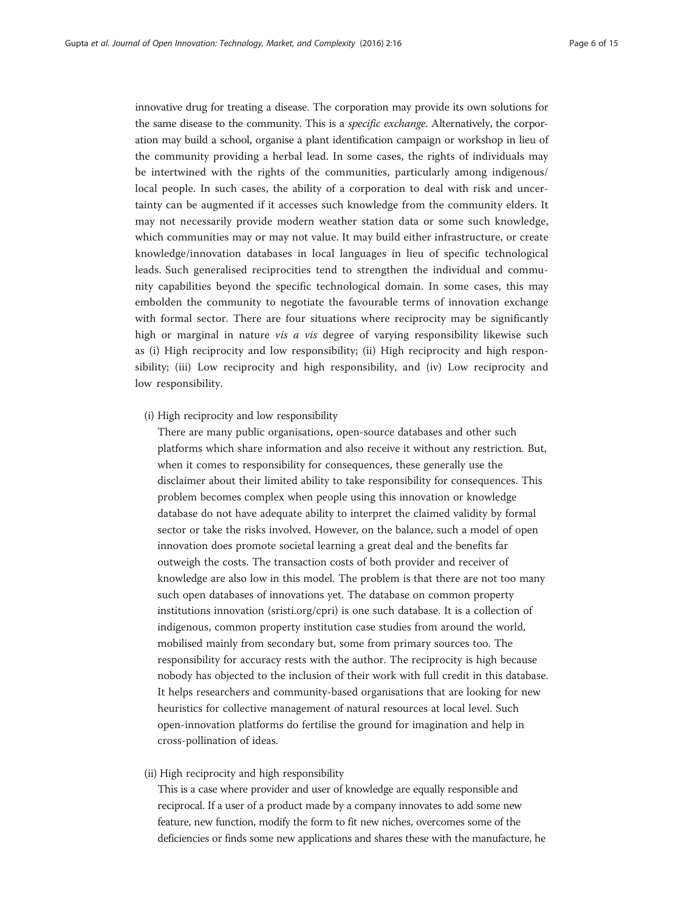innovative drug for treating a disease. The corporation may provide its own solutions for the same disease to the community. This is a *specific exchange.* Alternatively, the corporation may build a school, organise a plant identification campaign or workshop in lieu of the community providing a herbal lead. In some cases, the rights of individuals may be intertwined with the rights of the communities, particularly among indigenous/ local people. In such cases, the ability of a corporation to deal with risk and uncertainty can be augmented if it accesses such knowledge from the community elders. It may not necessarily provide modern weather station data or some such knowledge, which communities may or may not value. It may build either infrastructure, or create knowledge/innovation databases in local languages in lieu of specific technological leads. Such generalised reciprocities tend to strengthen the individual and community capabilities beyond the specific technological domain. In some cases, this may embolden the community to negotiate the favourable terms of innovation exchange with formal sector. There are four situations where reciprocity may be significantly high or marginal in nature *vis a vis* degree of varying responsibility likewise such as (i) High reciprocity and low responsibility; (ii) High reciprocity and high responsibility; (iii) Low reciprocity and high responsibility, and (iv) Low reciprocity and low responsibility.

(i) High reciprocity and low responsibility

There are many public organisations, open-source databases and other such platforms which share information and also receive it without any restriction. But, when it comes to responsibility for consequences, these generally use the disclaimer about their limited ability to take responsibility for consequences. This problem becomes complex when people using this innovation or knowledge database do not have adequate ability to interpret the claimed validity by formal sector or take the risks involved. However, on the balance, such a model of open innovation does promote societal learning a great deal and the benefits far outweigh the costs. The transaction costs of both provider and receiver of knowledge are also low in this model. The problem is that there are not too many such open databases of innovations yet. The database on common property institutions innovation (sristi.org/cpri) is one such database. It is a collection of indigenous, common property institution case studies from around the world, mobilised mainly from secondary but, some from primary sources too. The responsibility for accuracy rests with the author. The reciprocity is high because nobody has objected to the inclusion of their work with full credit in this database. It helps researchers and community-based organisations that are looking for new heuristics for collective management of natural resources at local level. Such open-innovation platforms do fertilise the ground for imagination and help in cross-pollination of ideas.

(ii) High reciprocity and high responsibility

This is a case where provider and user of knowledge are equally responsible and reciprocal. If a user of a product made by a company innovates to add some new feature, new function, modify the form to fit new niches, overcomes some of the deficiencies or finds some new applications and shares these with the manufacture, he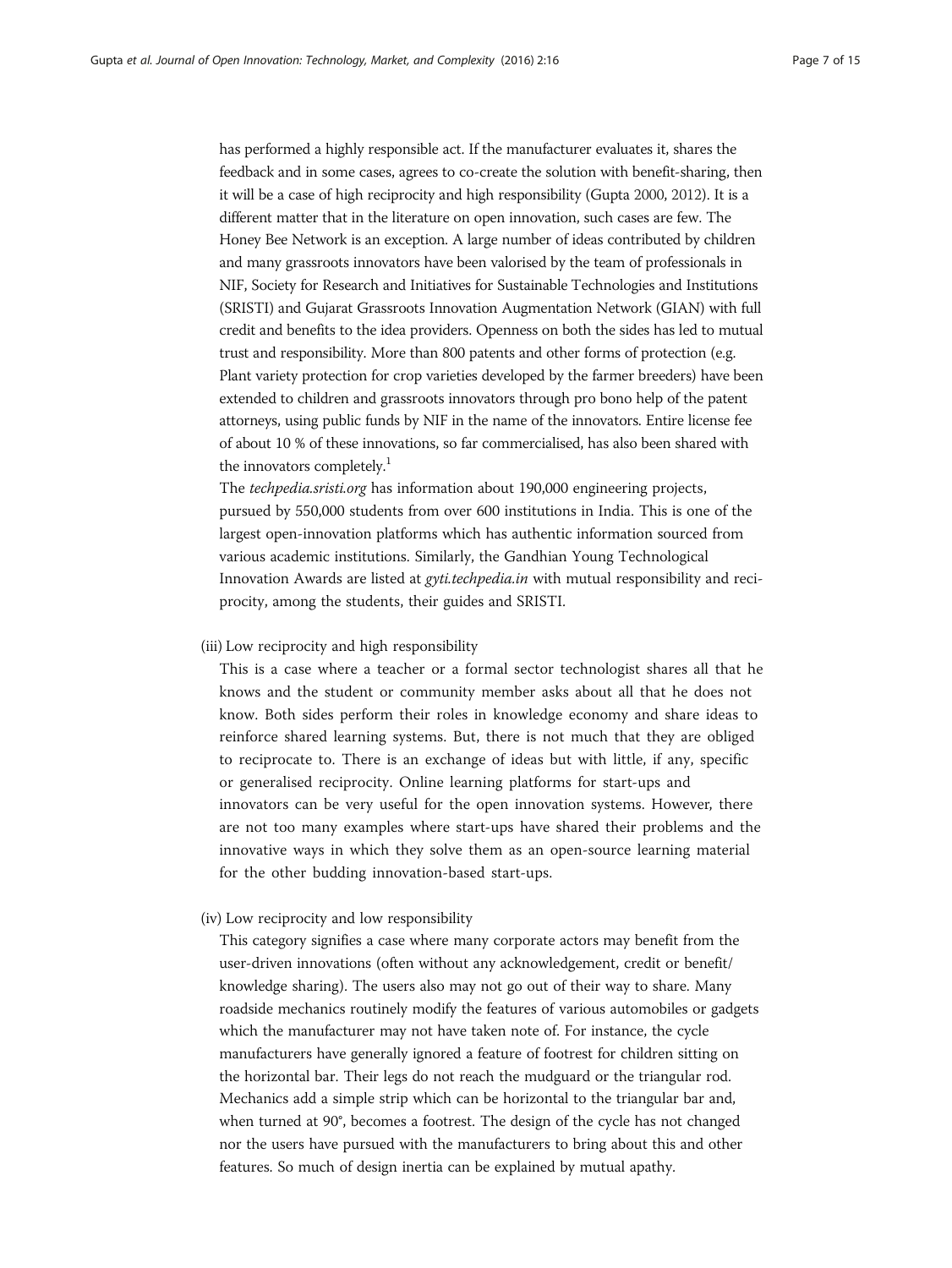has performed a highly responsible act. If the manufacturer evaluates it, shares the feedback and in some cases, agrees to co-create the solution with benefit-sharing, then it will be a case of high reciprocity and high responsibility (Gupta 2000, 2012). It is a different matter that in the literature on open innovation, such cases are few. The Honey Bee Network is an exception. A large number of ideas contributed by children and many grassroots innovators have been valorised by the team of professionals in NIF, Society for Research and Initiatives for Sustainable Technologies and Institutions (SRISTI) and Gujarat Grassroots Innovation Augmentation Network (GIAN) with full credit and benefits to the idea providers. Openness on both the sides has led to mutual trust and responsibility. More than 800 patents and other forms of protection (e.g. Plant variety protection for crop varieties developed by the farmer breeders) have been extended to children and grassroots innovators through pro bono help of the patent attorneys, using public funds by NIF in the name of the innovators. Entire license fee of about 10 % of these innovations, so far commercialised, has also been shared with the innovators completely.[1]

The *techpedia.sristi.org* has information about 190,000 engineering projects, pursued by 550,000 students from over 600 institutions in India. This is one of the largest open-innovation platforms which has authentic information sourced from various academic institutions. Similarly, the Gandhian Young Technological Innovation Awards are listed at *gyti.techpedia.in* with mutual responsibility and reciprocity, among the students, their guides and SRISTI.

(iii) Low reciprocity and high responsibility

This is a case where a teacher or a formal sector technologist shares all that he knows and the student or community member asks about all that he does not know. Both sides perform their roles in knowledge economy and share ideas to reinforce shared learning systems. But, there is not much that they are obliged to reciprocate to. There is an exchange of ideas but with little, if any, specific or generalised reciprocity. Online learning platforms for start-ups and innovators can be very useful for the open innovation systems. However, there are not too many examples where start-ups have shared their problems and the innovative ways in which they solve them as an open-source learning material for the other budding innovation-based start-ups.

(iv) Low reciprocity and low responsibility

This category signifies a case where many corporate actors may benefit from the user-driven innovations (often without any acknowledgement, credit or benefit/knowledge sharing). The users also may not go out of their way to share. Many roadside mechanics routinely modify the features of various automobiles or gadgets which the manufacturer may not have taken note of. For instance, the cycle manufacturers have generally ignored a feature of footrest for children sitting on the horizontal bar. Their legs do not reach the mudguard or the triangular rod. Mechanics add a simple strip which can be horizontal to the triangular bar and, when turned at 90°, becomes a footrest. The design of the cycle has not changed nor the users have pursued with the manufacturers to bring about this and other features. So much of design inertia can be explained by mutual apathy.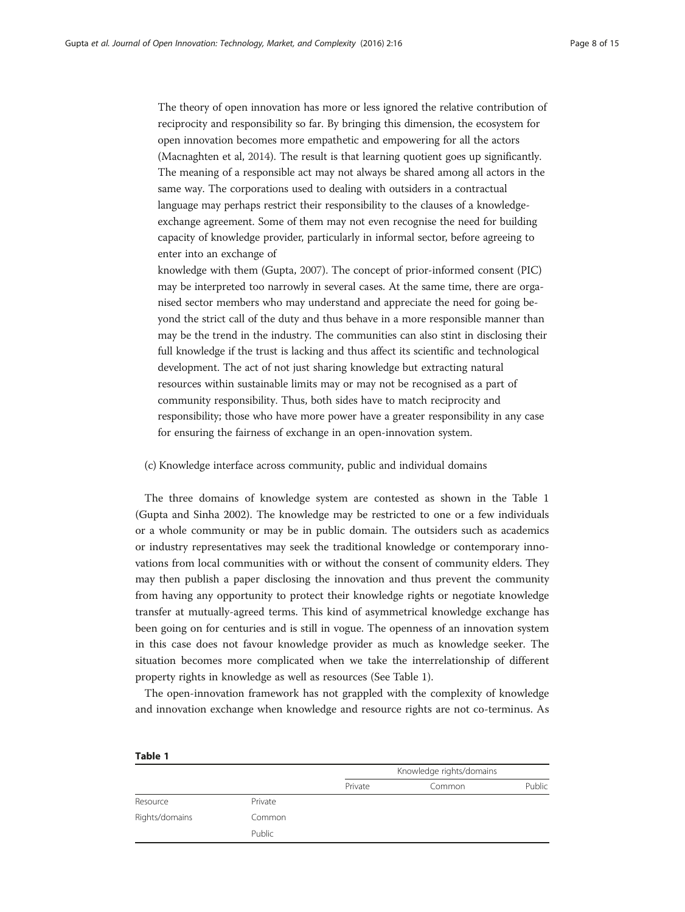The theory of open innovation has more or less ignored the relative contribution of reciprocity and responsibility so far. By bringing this dimension, the ecosystem for open innovation becomes more empathetic and empowering for all the actors (Macnaghten et al, 2014). The result is that learning quotient goes up significantly. The meaning of a responsible act may not always be shared among all actors in the same way. The corporations used to dealing with outsiders in a contractual language may perhaps restrict their responsibility to the clauses of a knowledge-exchange agreement. Some of them may not even recognise the need for building capacity of knowledge provider, particularly in informal sector, before agreeing to enter into an exchange of knowledge with them (Gupta, 2007). The concept of prior-informed consent (PIC) may be interpreted too narrowly in several cases. At the same time, there are organised sector members who may understand and appreciate the need for going beyond the strict call of the duty and thus behave in a more responsible manner than may be the trend in the industry. The communities can also stint in disclosing their full knowledge if the trust is lacking and thus affect its scientific and technological development. The act of not just sharing knowledge but extracting natural resources within sustainable limits may or may not be recognised as a part of community responsibility. Thus, both sides have to match reciprocity and responsibility; those who have more power have a greater responsibility in any case for ensuring the fairness of exchange in an open-innovation system.

(c) Knowledge interface across community, public and individual domains

The three domains of knowledge system are contested as shown in the Table 1 (Gupta and Sinha 2002). The knowledge may be restricted to one or a few individuals or a whole community or may be in public domain. The outsiders such as academics or industry representatives may seek the traditional knowledge or contemporary innovations from local communities with or without the consent of community elders. They may then publish a paper disclosing the innovation and thus prevent the community from having any opportunity to protect their knowledge rights or negotiate knowledge transfer at mutually-agreed terms. This kind of asymmetrical knowledge exchange has been going on for centuries and is still in vogue. The openness of an innovation system in this case does not favour knowledge provider as much as knowledge seeker. The situation becomes more complicated when we take the interrelationship of different property rights in knowledge as well as resources (See Table 1).

The open-innovation framework has not grappled with the complexity of knowledge and innovation exchange when knowledge and resource rights are not co-terminus. As

**Table 1**

| | | Knowledge rights/domains | | |
|---|---|---|---|---|
| | | Private | Common | Public |
| Resource | Private | | | |
| Rights/domains | Common | | | |
| | Public | | | |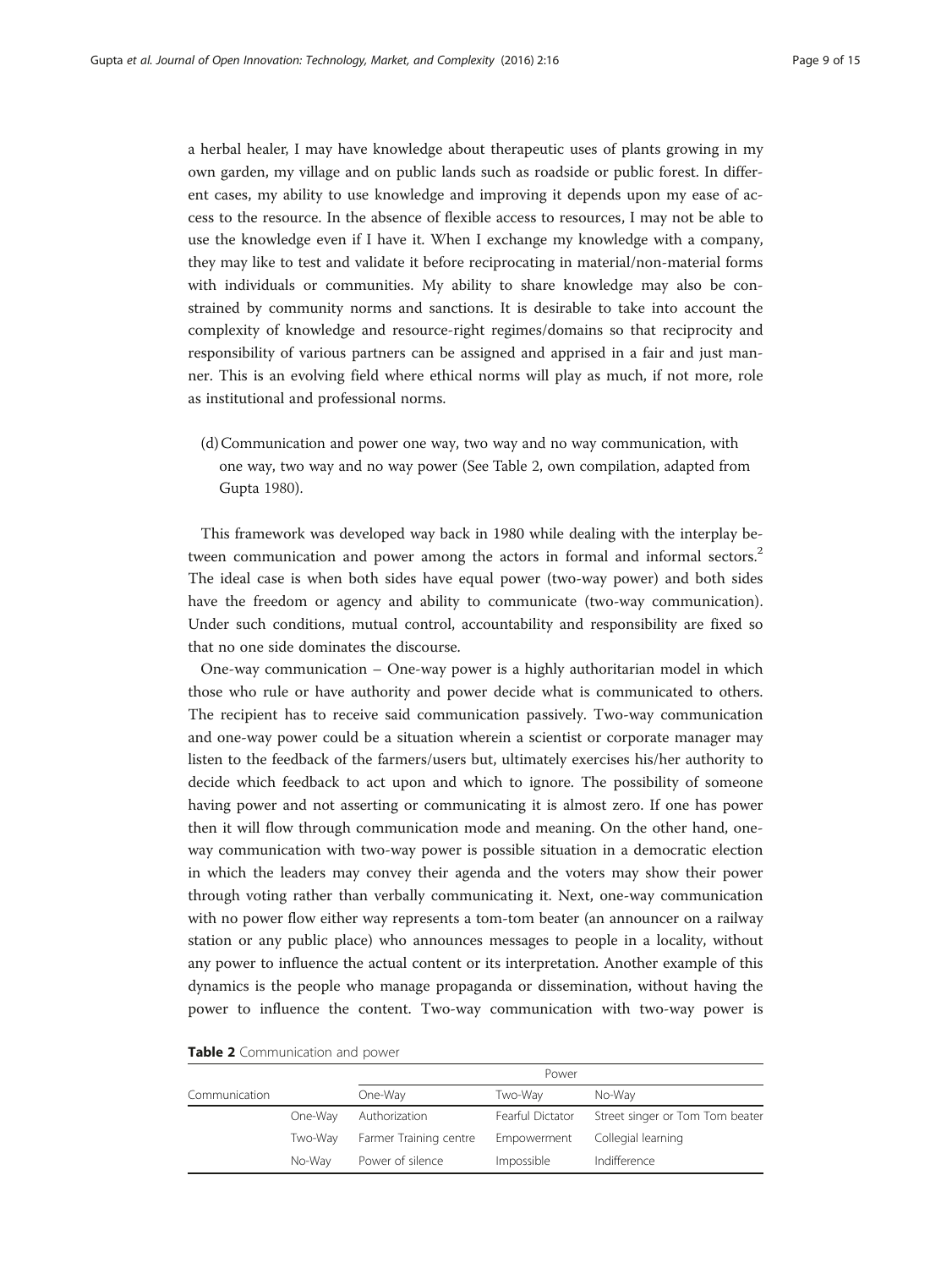a herbal healer, I may have knowledge about therapeutic uses of plants growing in my own garden, my village and on public lands such as roadside or public forest. In different cases, my ability to use knowledge and improving it depends upon my ease of access to the resource. In the absence of flexible access to resources, I may not be able to use the knowledge even if I have it. When I exchange my knowledge with a company, they may like to test and validate it before reciprocating in material/non-material forms with individuals or communities. My ability to share knowledge may also be constrained by community norms and sanctions. It is desirable to take into account the complexity of knowledge and resource-right regimes/domains so that reciprocity and responsibility of various partners can be assigned and apprised in a fair and just manner. This is an evolving field where ethical norms will play as much, if not more, role as institutional and professional norms.

(d) Communication and power one way, two way and no way communication, with one way, two way and no way power (See Table 2, own compilation, adapted from Gupta 1980).

This framework was developed way back in 1980 while dealing with the interplay between communication and power among the actors in formal and informal sectors.[2] The ideal case is when both sides have equal power (two-way power) and both sides have the freedom or agency and ability to communicate (two-way communication). Under such conditions, mutual control, accountability and responsibility are fixed so that no one side dominates the discourse.

One-way communication – One-way power is a highly authoritarian model in which those who rule or have authority and power decide what is communicated to others. The recipient has to receive said communication passively. Two-way communication and one-way power could be a situation wherein a scientist or corporate manager may listen to the feedback of the farmers/users but, ultimately exercises his/her authority to decide which feedback to act upon and which to ignore. The possibility of someone having power and not asserting or communicating it is almost zero. If one has power then it will flow through communication mode and meaning. On the other hand, one-way communication with two-way power is possible situation in a democratic election in which the leaders may convey their agenda and the voters may show their power through voting rather than verbally communicating it. Next, one-way communication with no power flow either way represents a tom-tom beater (an announcer on a railway station or any public place) who announces messages to people in a locality, without any power to influence the actual content or its interpretation. Another example of this dynamics is the people who manage propaganda or dissemination, without having the power to influence the content. Two-way communication with two-way power is

**Table 2** Communication and power

| | | Power | | |
|---|---|---|---|---|
| Communication | | One-Way | Two-Way | No-Way |
| | One-Way | Authorization | Fearful Dictator | Street singer or Tom Tom beater |
| | Two-Way | Farmer Training centre | Empowerment | Collegial learning |
| | No-Way | Power of silence | Impossible | Indifference |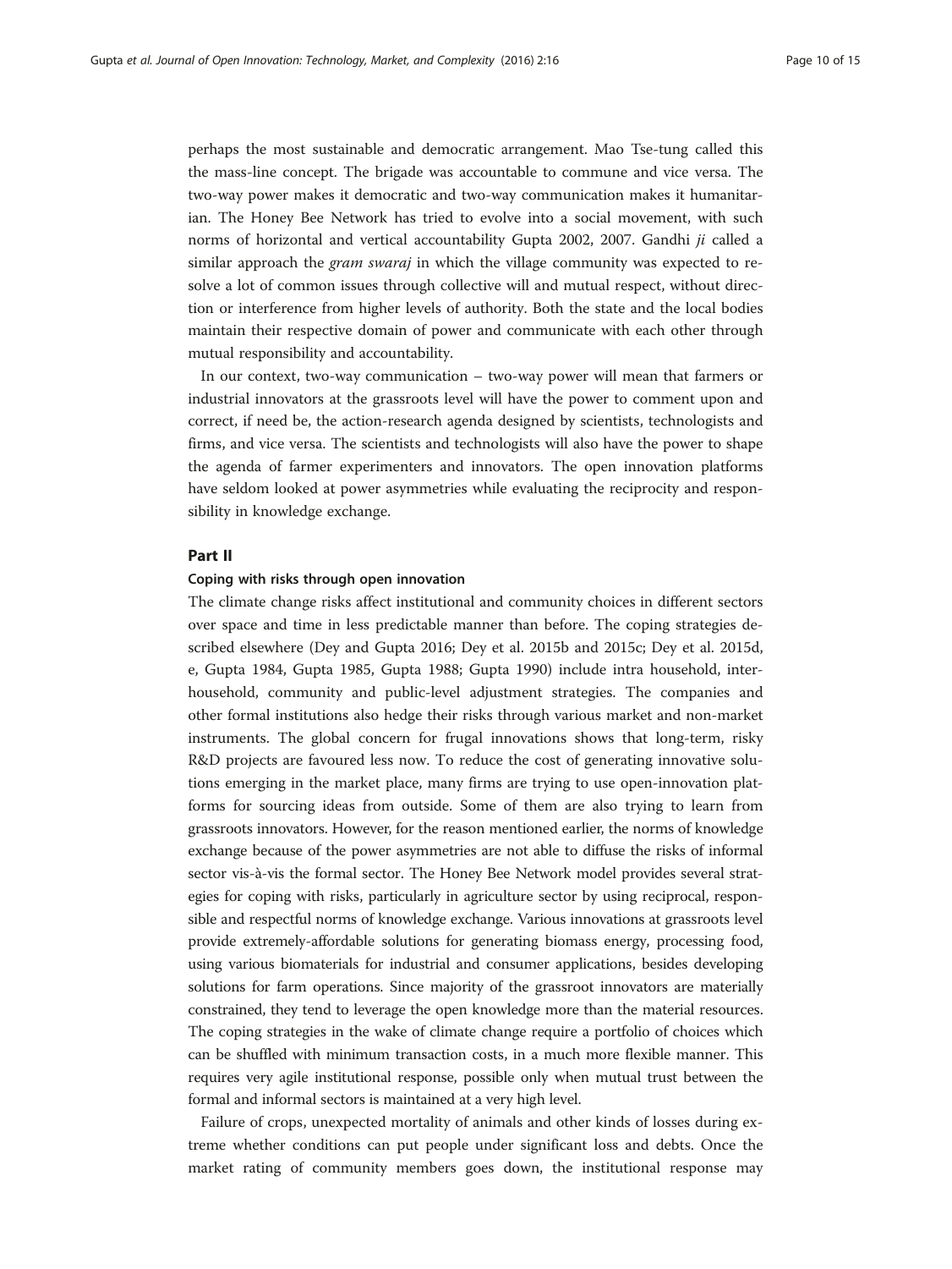perhaps the most sustainable and democratic arrangement. Mao Tse-tung called this the mass-line concept. The brigade was accountable to commune and vice versa. The two-way power makes it democratic and two-way communication makes it humanitarian. The Honey Bee Network has tried to evolve into a social movement, with such norms of horizontal and vertical accountability Gupta 2002, 2007. Gandhi *ji* called a similar approach the *gram swaraj* in which the village community was expected to resolve a lot of common issues through collective will and mutual respect, without direction or interference from higher levels of authority. Both the state and the local bodies maintain their respective domain of power and communicate with each other through mutual responsibility and accountability.

In our context, two-way communication – two-way power will mean that farmers or industrial innovators at the grassroots level will have the power to comment upon and correct, if need be, the action-research agenda designed by scientists, technologists and firms, and vice versa. The scientists and technologists will also have the power to shape the agenda of farmer experimenters and innovators. The open innovation platforms have seldom looked at power asymmetries while evaluating the reciprocity and responsibility in knowledge exchange.

## Part II

### Coping with risks through open innovation

The climate change risks affect institutional and community choices in different sectors over space and time in less predictable manner than before. The coping strategies described elsewhere (Dey and Gupta 2016; Dey et al. 2015b and 2015c; Dey et al. 2015d, e, Gupta 1984, Gupta 1985, Gupta 1988; Gupta 1990) include intra household, inter-household, community and public-level adjustment strategies. The companies and other formal institutions also hedge their risks through various market and non-market instruments. The global concern for frugal innovations shows that long-term, risky R&D projects are favoured less now. To reduce the cost of generating innovative solutions emerging in the market place, many firms are trying to use open-innovation platforms for sourcing ideas from outside. Some of them are also trying to learn from grassroots innovators. However, for the reason mentioned earlier, the norms of knowledge exchange because of the power asymmetries are not able to diffuse the risks of informal sector vis-à-vis the formal sector. The Honey Bee Network model provides several strategies for coping with risks, particularly in agriculture sector by using reciprocal, responsible and respectful norms of knowledge exchange. Various innovations at grassroots level provide extremely-affordable solutions for generating biomass energy, processing food, using various biomaterials for industrial and consumer applications, besides developing solutions for farm operations. Since majority of the grassroot innovators are materially constrained, they tend to leverage the open knowledge more than the material resources. The coping strategies in the wake of climate change require a portfolio of choices which can be shuffled with minimum transaction costs, in a much more flexible manner. This requires very agile institutional response, possible only when mutual trust between the formal and informal sectors is maintained at a very high level.

Failure of crops, unexpected mortality of animals and other kinds of losses during extreme whether conditions can put people under significant loss and debts. Once the market rating of community members goes down, the institutional response may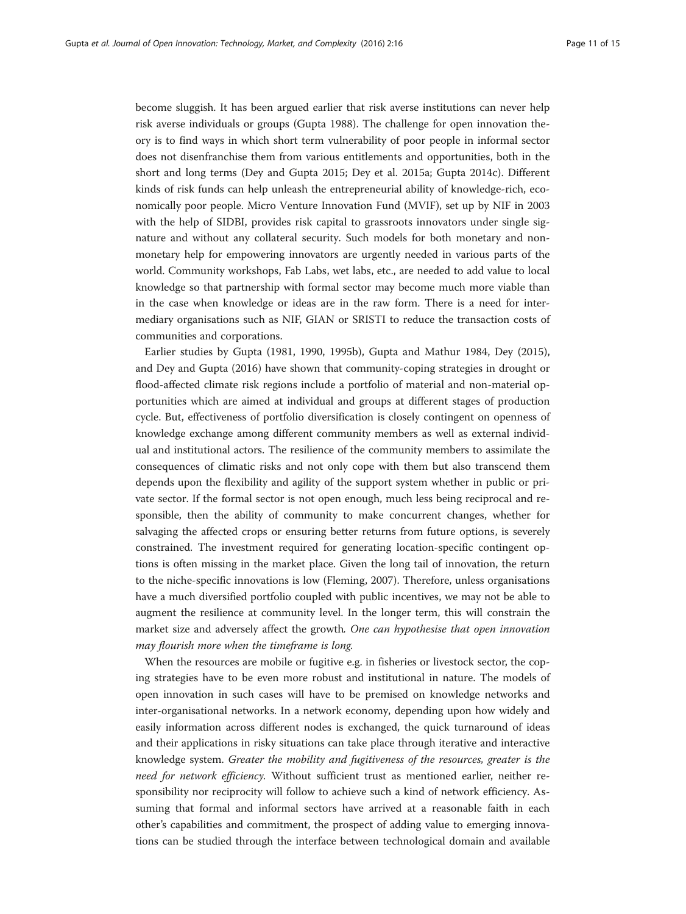become sluggish. It has been argued earlier that risk averse institutions can never help risk averse individuals or groups (Gupta 1988). The challenge for open innovation theory is to find ways in which short term vulnerability of poor people in informal sector does not disenfranchise them from various entitlements and opportunities, both in the short and long terms (Dey and Gupta 2015; Dey et al. 2015a; Gupta 2014c). Different kinds of risk funds can help unleash the entrepreneurial ability of knowledge-rich, economically poor people. Micro Venture Innovation Fund (MVIF), set up by NIF in 2003 with the help of SIDBI, provides risk capital to grassroots innovators under single signature and without any collateral security. Such models for both monetary and non-monetary help for empowering innovators are urgently needed in various parts of the world. Community workshops, Fab Labs, wet labs, etc., are needed to add value to local knowledge so that partnership with formal sector may become much more viable than in the case when knowledge or ideas are in the raw form. There is a need for intermediary organisations such as NIF, GIAN or SRISTI to reduce the transaction costs of communities and corporations.

Earlier studies by Gupta (1981, 1990, 1995b), Gupta and Mathur 1984, Dey (2015), and Dey and Gupta (2016) have shown that community-coping strategies in drought or flood-affected climate risk regions include a portfolio of material and non-material opportunities which are aimed at individual and groups at different stages of production cycle. But, effectiveness of portfolio diversification is closely contingent on openness of knowledge exchange among different community members as well as external individual and institutional actors. The resilience of the community members to assimilate the consequences of climatic risks and not only cope with them but also transcend them depends upon the flexibility and agility of the support system whether in public or private sector. If the formal sector is not open enough, much less being reciprocal and responsible, then the ability of community to make concurrent changes, whether for salvaging the affected crops or ensuring better returns from future options, is severely constrained. The investment required for generating location-specific contingent options is often missing in the market place. Given the long tail of innovation, the return to the niche-specific innovations is low (Fleming, 2007). Therefore, unless organisations have a much diversified portfolio coupled with public incentives, we may not be able to augment the resilience at community level. In the longer term, this will constrain the market size and adversely affect the growth. *One can hypothesise that open innovation may flourish more when the timeframe is long.*

When the resources are mobile or fugitive e.g. in fisheries or livestock sector, the coping strategies have to be even more robust and institutional in nature. The models of open innovation in such cases will have to be premised on knowledge networks and inter-organisational networks. In a network economy, depending upon how widely and easily information across different nodes is exchanged, the quick turnaround of ideas and their applications in risky situations can take place through iterative and interactive knowledge system. *Greater the mobility and fugitiveness of the resources, greater is the need for network efficiency.* Without sufficient trust as mentioned earlier, neither responsibility nor reciprocity will follow to achieve such a kind of network efficiency. Assuming that formal and informal sectors have arrived at a reasonable faith in each other's capabilities and commitment, the prospect of adding value to emerging innovations can be studied through the interface between technological domain and available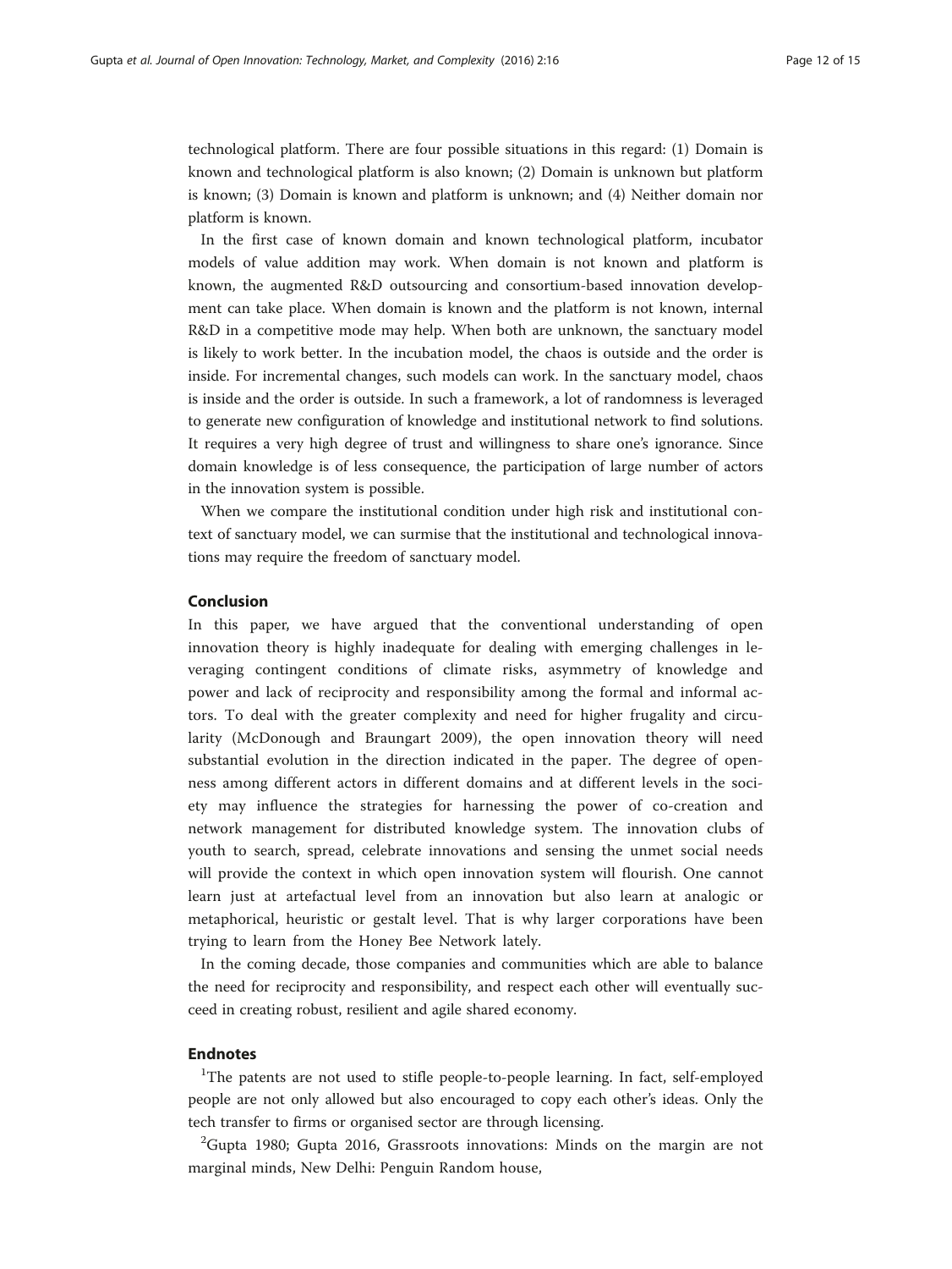technological platform. There are four possible situations in this regard: (1) Domain is known and technological platform is also known; (2) Domain is unknown but platform is known; (3) Domain is known and platform is unknown; and (4) Neither domain nor platform is known.

In the first case of known domain and known technological platform, incubator models of value addition may work. When domain is not known and platform is known, the augmented R&D outsourcing and consortium-based innovation development can take place. When domain is known and the platform is not known, internal R&D in a competitive mode may help. When both are unknown, the sanctuary model is likely to work better. In the incubation model, the chaos is outside and the order is inside. For incremental changes, such models can work. In the sanctuary model, chaos is inside and the order is outside. In such a framework, a lot of randomness is leveraged to generate new configuration of knowledge and institutional network to find solutions. It requires a very high degree of trust and willingness to share one's ignorance. Since domain knowledge is of less consequence, the participation of large number of actors in the innovation system is possible.

When we compare the institutional condition under high risk and institutional context of sanctuary model, we can surmise that the institutional and technological innovations may require the freedom of sanctuary model.

## Conclusion

In this paper, we have argued that the conventional understanding of open innovation theory is highly inadequate for dealing with emerging challenges in leveraging contingent conditions of climate risks, asymmetry of knowledge and power and lack of reciprocity and responsibility among the formal and informal actors. To deal with the greater complexity and need for higher frugality and circularity (McDonough and Braungart 2009), the open innovation theory will need substantial evolution in the direction indicated in the paper. The degree of openness among different actors in different domains and at different levels in the society may influence the strategies for harnessing the power of co-creation and network management for distributed knowledge system. The innovation clubs of youth to search, spread, celebrate innovations and sensing the unmet social needs will provide the context in which open innovation system will flourish. One cannot learn just at artefactual level from an innovation but also learn at analogic or metaphorical, heuristic or gestalt level. That is why larger corporations have been trying to learn from the Honey Bee Network lately.

In the coming decade, those companies and communities which are able to balance the need for reciprocity and responsibility, and respect each other will eventually succeed in creating robust, resilient and agile shared economy.

## Endnotes

[1]The patents are not used to stifle people-to-people learning. In fact, self-employed people are not only allowed but also encouraged to copy each other's ideas. Only the tech transfer to firms or organised sector are through licensing.

[2]Gupta 1980; Gupta 2016, Grassroots innovations: Minds on the margin are not marginal minds, New Delhi: Penguin Random house,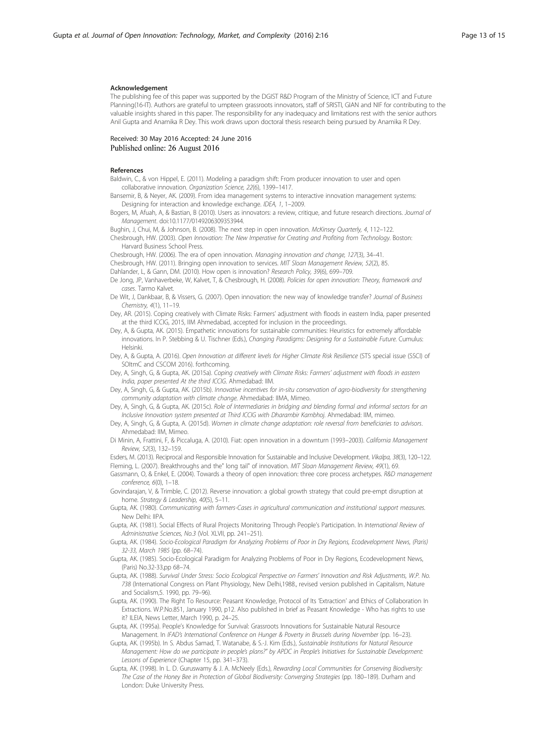## Acknowledgement

The publishing fee of this paper was supported by the DGIST R&D Program of the Ministry of Science, ICT and Future Planning(16-IT). Authors are grateful to umpteen grassroots innovators, staff of SRISTI, GIAN and NIF for contributing to the valuable insights shared in this paper. The responsibility for any inadequacy and limitations rest with the senior authors Anil Gupta and Anamika R Dey. This work draws upon doctoral thesis research being pursued by Anamika R Dey.

Received: 30 May 2016 Accepted: 24 June 2016
Published online: 26 August 2016

## References

Baldwin, C., & von Hippel, E. (2011). Modeling a paradigm shift: From producer innovation to user and open collaborative innovation. *Organization Science, 22*(6), 1399–1417.

Bansemir, B, & Neyer, AK. (2009). From idea management systems to interactive innovation management systems: Designing for interaction and knowledge exchange. *IDEA, 1*, 1–2009.

Bogers, M, Afuah, A, & Bastian, B (2010). Users as innovators: a review, critique, and future research directions. *Journal of Management*. doi:10.1177/0149206309353944.

Bughin, J, Chui, M, & Johnson, B. (2008). The next step in open innovation. *McKinsey Quarterly, 4*, 112–122.

Chesbrough, HW. (2003). *Open Innovation: The New Imperative for Creating and Profiting from Technology*. Boston: Harvard Business School Press.

Chesbrough, HW. (2006). The era of open innovation. *Managing innovation and change, 127*(3), 34–41.

Chesbrough, HW. (2011). Bringing open innovation to services. *MIT Sloan Management Review, 52*(2), 85.

Dahlander, L, & Gann, DM. (2010). How open is innovation? *Research Policy, 39*(6), 699–709.

De Jong, JP, Vanhaverbeke, W, Kalvet, T, & Chesbrough, H. (2008). *Policies for open innovation: Theory, framework and cases*. Tarmo Kalvet.

De Wit, J, Dankbaar, B, & Vissers, G. (2007). Open innovation: the new way of knowledge transfer? *Journal of Business Chemistry, 4*(1), 11–19.

Dey, AR. (2015). Coping creatively with Climate Risks: Farmers' adjustment with floods in eastern India, paper presented at the third ICCIG, 2015, IIM Ahmedabad, accepted for inclusion in the proceedings.

Dey, A, & Gupta, AK. (2015). Empathetic innovations for sustainable communities: Heuristics for extremely affordable innovations. In P. Stebbing & U. Tischner (Eds.), *Changing Paradigms: Designing for a Sustainable Future*. Cumulus: Helsinki.

Dey, A, & Gupta, A. (2016). *Open Innovation at different levels for Higher Climate Risk Resilience* (STS special issue (SSCI) of SOItmC and CSCOM 2016). forthcoming.

Dey, A, Singh, G, & Gupta, AK. (2015a). *Coping creatively with Climate Risks: Farmers' adjustment with floods in eastern India, paper presented At the third ICCIG*. Ahmedabad: IIM.

Dey, A, Singh, G, & Gupta, AK. (2015b). *Innovative incentives for in-situ conservation of agro-biodiversity for strengthening community adaptation with climate change*. Ahmedabad: IIMA, Mimeo.

Dey, A, Singh, G, & Gupta, AK. (2015c). *Role of Intermediaries in bridging and blending formal and informal sectors for an Inclusive Innovation system presented at Third ICCIG with Dharambir Kambhoj*. Ahmedabad: IIM, mimeo.

Dey, A, Singh, G, & Gupta, A. (2015d). *Women in climate change adaptation: role reversal from beneficiaries to advisors*. Ahmedabad: IIM, Mimeo.

Di Minin, A, Frattini, F, & Piccaluga, A. (2010). Fiat: open innovation in a downturn (1993–2003). *California Management Review, 52*(3), 132–159.

Esders, M. (2013). Reciprocal and Responsible Innovation for Sustainable and Inclusive Development. *Vikalpa, 38*(3), 120–122.

Fleming, L. (2007). Breakthroughs and the" long tail" of innovation. *MIT Sloan Management Review, 49*(1), 69.

Gassmann, O, & Enkel, E. (2004). Towards a theory of open innovation: three core process archetypes. *R&D management conference, 6*(0), 1–18.

Govindarajan, V, & Trimble, C. (2012). Reverse innovation: a global growth strategy that could pre-empt disruption at home. *Strategy & Leadership, 40*(5), 5–11.

Gupta, AK. (1980). *Communicating with farmers-Cases in agricultural communication and institutional support measures*. New Delhi: IIPA.

Gupta, AK. (1981). Social Effects of Rural Projects Monitoring Through People's Participation. In *International Review of Administrative Sciences, No.3* (Vol. XLVII, pp. 241–251).

Gupta, AK. (1984). *Socio-Ecological Paradigm for Analyzing Problems of Poor in Dry Regions, Ecodevelopment News, (Paris) 32-33, March 1985* (pp. 68–74).

Gupta, AK. (1985). Socio-Ecological Paradigm for Analyzing Problems of Poor in Dry Regions, Ecodevelopment News, (Paris) No.32-33,pp 68–74.

Gupta, AK. (1988). *Survival Under Stress: Socio Ecological Perspective on Farmers' Innovation and Risk Adjustments, W.P. No. 738* (International Congress on Plant Physiology, New Delhi,1988., revised version published in Capitalism, Nature and Socialism,5. 1990, pp. 79–96).

Gupta, AK. (1990). The Right To Resource: Peasant Knowledge, Protocol of Its 'Extraction' and Ethics of Collaboration In Extractions. W.P.No.851, January 1990, p12. Also published in brief as Peasant Knowledge - Who has rights to use it? ILEIA, News Letter, March 1990, p. 24–25.

Gupta, AK. (1995a). People's Knowledge for Survival: Grassroots Innovations for Sustainable Natural Resource Management. In *IFAD's International Conference on Hunger & Poverty in Brussels during November* (pp. 16–23).

Gupta, AK. (1995b). In S. Abdus Samad, T. Watanabe, & S.-J. Kim (Eds.), *Sustainable Institutions for Natural Resource Management: How do we participate in people's plans?" by APDC in People's Initiatives for Sustainable Development: Lessons of Experience* (Chapter 15, pp. 341–373).

Gupta, AK. (1998). In L. D. Guruswamy & J. A. McNeely (Eds.), *Rewarding Local Communities for Conserving Biodiversity: The Case of the Honey Bee in Protection of Global Biodiversity: Converging Strategies* (pp. 180–189). Durham and London: Duke University Press.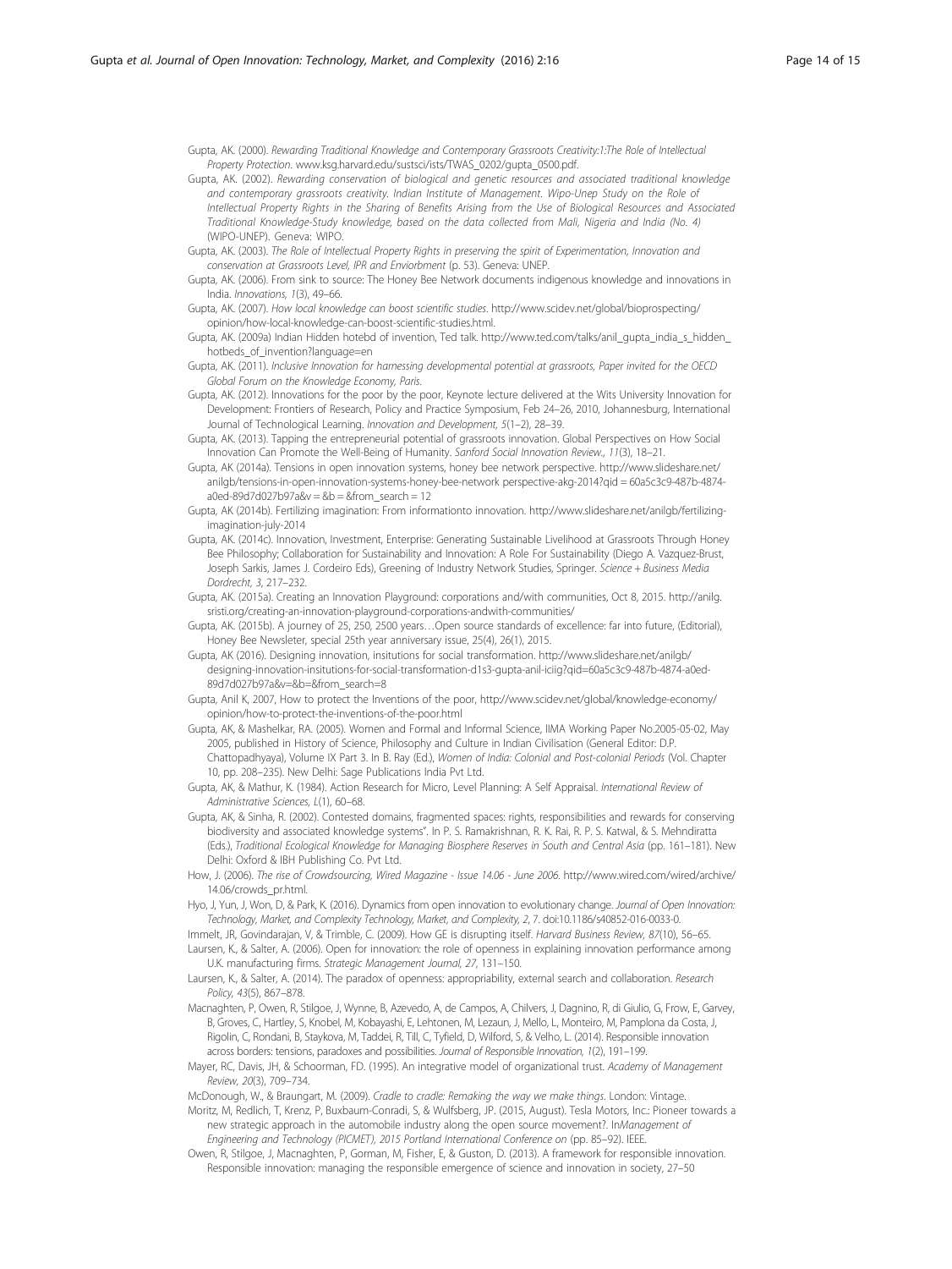Gupta, AK. (2000). *Rewarding Traditional Knowledge and Contemporary Grassroots Creativity:1:The Role of Intellectual Property Protection*. www.ksg.harvard.edu/sustsci/ists/TWAS_0202/gupta_0500.pdf.

Gupta, AK. (2002). *Rewarding conservation of biological and genetic resources and associated traditional knowledge and contemporary grassroots creativity. Indian Institute of Management. Wipo-Unep Study on the Role of Intellectual Property Rights in the Sharing of Benefits Arising from the Use of Biological Resources and Associated Traditional Knowledge-Study knowledge, based on the data collected from Mali, Nigeria and India (No. 4)* (WIPO-UNEP). Geneva: WIPO.

Gupta, AK. (2003). *The Role of Intellectual Property Rights in preserving the spirit of Experimentation, Innovation and conservation at Grassroots Level, IPR and Enviorbment* (p. 53). Geneva: UNEP.

Gupta, AK. (2006). From sink to source: The Honey Bee Network documents indigenous knowledge and innovations in India. *Innovations, 1*(3), 49–66.

Gupta, AK. (2007). *How local knowledge can boost scientific studies*. http://www.scidev.net/global/bioprospecting/opinion/how-local-knowledge-can-boost-scientific-studies.html.

Gupta, AK. (2009a) Indian Hidden hotebd of invention, Ted talk. http://www.ted.com/talks/anil_gupta_india_s_hidden_hotbeds_of_invention?language=en

Gupta, AK. (2011). *Inclusive Innovation for harnessing developmental potential at grassroots, Paper invited for the OECD Global Forum on the Knowledge Economy, Paris*.

Gupta, AK. (2012). Innovations for the poor by the poor, Keynote lecture delivered at the Wits University Innovation for Development: Frontiers of Research, Policy and Practice Symposium, Feb 24–26, 2010, Johannesburg, International Journal of Technological Learning. *Innovation and Development, 5*(1–2), 28–39.

Gupta, AK. (2013). Tapping the entrepreneurial potential of grassroots innovation. Global Perspectives on How Social Innovation Can Promote the Well-Being of Humanity. *Sanford Social Innovation Review., 11*(3), 18–21.

Gupta, AK (2014a). Tensions in open innovation systems, honey bee network perspective. http://www.slideshare.net/anilgb/tensions-in-open-innovation-systems-honey-bee-network perspective-akg-2014?qid = 60a5c3c9-487b-4874-a0ed-89d7d027b97a&v = &b = &from_search = 12

Gupta, AK (2014b). Fertilizing imagination: From informationto innovation. http://www.slideshare.net/anilgb/fertilizing-imagination-july-2014

Gupta, AK. (2014c). Innovation, Investment, Enterprise: Generating Sustainable Livelihood at Grassroots Through Honey Bee Philosophy; Collaboration for Sustainability and Innovation: A Role For Sustainability (Diego A. Vazquez-Brust, Joseph Sarkis, James J. Cordeiro Eds), Greening of Industry Network Studies, Springer. *Science + Business Media Dordrecht, 3*, 217–232.

Gupta, AK. (2015a). Creating an Innovation Playground: corporations and/with communities, Oct 8, 2015. http://anilg.sristi.org/creating-an-innovation-playground-corporations-andwith-communities/

Gupta, AK. (2015b). A journey of 25, 250, 2500 years…Open source standards of excellence: far into future, (Editorial), Honey Bee Newsleter, special 25th year anniversary issue, 25(4), 26(1), 2015.

Gupta, AK (2016). Designing innovation, insitutions for social transformation. http://www.slideshare.net/anilgb/designing-innovation-insitutions-for-social-transformation-d1s3-gupta-anil-iciig?qid=60a5c3c9-487b-4874-a0ed-89d7d027b97a&v=&b=&from_search=8

Gupta, Anil K, 2007, How to protect the Inventions of the poor, http://www.scidev.net/global/knowledge-economy/opinion/how-to-protect-the-inventions-of-the-poor.html

Gupta, AK, & Mashelkar, RA. (2005). Women and Formal and Informal Science, IIMA Working Paper No.2005-05-02, May 2005, published in History of Science, Philosophy and Culture in Indian Civilisation (General Editor: D.P. Chattopadhyaya), Volume IX Part 3. In B. Ray (Ed.), *Women of India: Colonial and Post-colonial Periods* (Vol. Chapter 10, pp. 208–235). New Delhi: Sage Publications India Pvt Ltd.

Gupta, AK, & Mathur, K. (1984). Action Research for Micro, Level Planning: A Self Appraisal. *International Review of Administrative Sciences, L*(1), 60–68.

Gupta, AK, & Sinha, R. (2002). Contested domains, fragmented spaces: rights, responsibilities and rewards for conserving biodiversity and associated knowledge systems". In P. S. Ramakrishnan, R. K. Rai, R. P. S. Katwal, & S. Mehndiratta (Eds.), *Traditional Ecological Knowledge for Managing Biosphere Reserves in South and Central Asia* (pp. 161–181). New Delhi: Oxford & IBH Publishing Co. Pvt Ltd.

How, J. (2006). *The rise of Crowdsourcing, Wired Magazine - Issue 14.06 - June 2006*. http://www.wired.com/wired/archive/14.06/crowds_pr.html.

Hyo, J, Yun, J, Won, D, & Park, K. (2016). Dynamics from open innovation to evolutionary change. *Journal of Open Innovation: Technology, Market, and Complexity Technology, Market, and Complexity, 2*, 7. doi:10.1186/s40852-016-0033-0.

Immelt, JR, Govindarajan, V, & Trimble, C. (2009). How GE is disrupting itself. *Harvard Business Review, 87*(10), 56–65.

Laursen, K., & Salter, A. (2006). Open for innovation: the role of openness in explaining innovation performance among U.K. manufacturing firms. *Strategic Management Journal, 27*, 131–150.

Laursen, K., & Salter, A. (2014). The paradox of openness: appropriability, external search and collaboration. *Research Policy, 43*(5), 867–878.

Macnaghten, P, Owen, R, Stilgoe, J, Wynne, B, Azevedo, A, de Campos, A, Chilvers, J, Dagnino, R, di Giulio, G, Frow, E, Garvey, B, Groves, C, Hartley, S, Knobel, M, Kobayashi, E, Lehtonen, M, Lezaun, J, Mello, L, Monteiro, M, Pamplona da Costa, J, Rigolin, C, Rondani, B, Staykova, M, Taddei, R, Till, C, Tyfield, D, Wilford, S, & Velho, L. (2014). Responsible innovation across borders: tensions, paradoxes and possibilities. *Journal of Responsible Innovation, 1*(2), 191–199.

Mayer, RC, Davis, JH, & Schoorman, FD. (1995). An integrative model of organizational trust. *Academy of Management Review, 20*(3), 709–734.

McDonough, W., & Braungart, M. (2009). *Cradle to cradle: Remaking the way we make things*. London: Vintage.

Moritz, M, Redlich, T, Krenz, P, Buxbaum-Conradi, S, & Wulfsberg, JP. (2015, August). Tesla Motors, Inc.: Pioneer towards a new strategic approach in the automobile industry along the open source movement?. In*Management of Engineering and Technology (PICMET), 2015 Portland International Conference on* (pp. 85–92). IEEE.

Owen, R, Stilgoe, J, Macnaghten, P, Gorman, M, Fisher, E, & Guston, D. (2013). A framework for responsible innovation. Responsible innovation: managing the responsible emergence of science and innovation in society, 27–50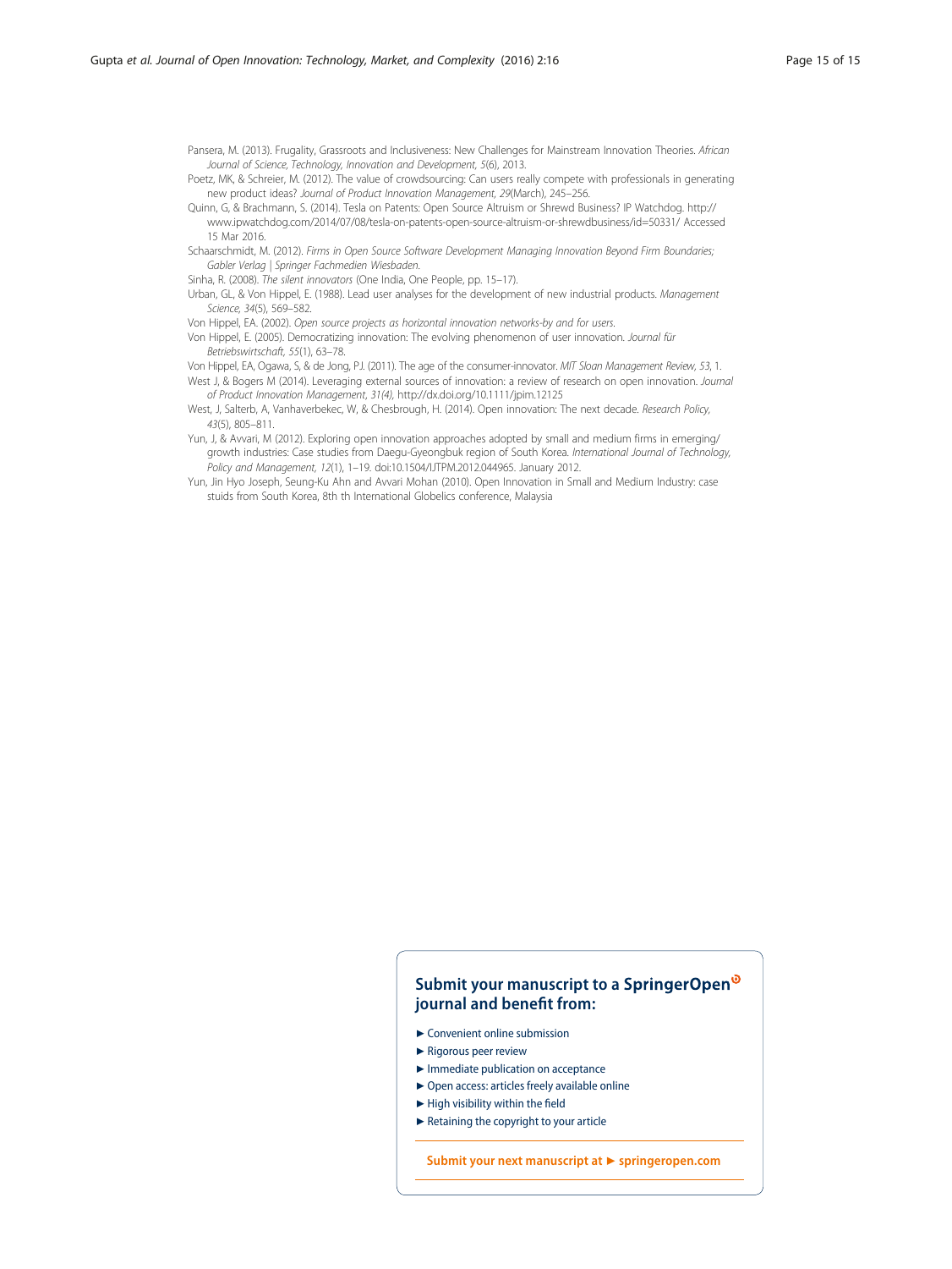Pansera, M. (2013). Frugality, Grassroots and Inclusiveness: New Challenges for Mainstream Innovation Theories. *African Journal of Science, Technology, Innovation and Development, 5*(6), 2013.

Poetz, MK, & Schreier, M. (2012). The value of crowdsourcing: Can users really compete with professionals in generating new product ideas? *Journal of Product Innovation Management, 29*(March), 245–256.

Quinn, G, & Brachmann, S. (2014). Tesla on Patents: Open Source Altruism or Shrewd Business? IP Watchdog. http://www.ipwatchdog.com/2014/07/08/tesla-on-patents-open-source-altruism-or-shrewdbusiness/id=50331/ Accessed 15 Mar 2016.

Schaarschmidt, M. (2012). *Firms in Open Source Software Development Managing Innovation Beyond Firm Boundaries; Gabler Verlag | Springer Fachmedien Wiesbaden.*

Sinha, R. (2008). *The silent innovators* (One India, One People, pp. 15–17).

Urban, GL, & Von Hippel, E. (1988). Lead user analyses for the development of new industrial products. *Management Science, 34*(5), 569–582.

Von Hippel, EA. (2002). *Open source projects as horizontal innovation networks-by and for users.*

Von Hippel, E. (2005). Democratizing innovation: The evolving phenomenon of user innovation. *Journal für Betriebswirtschaft, 55*(1), 63–78.

Von Hippel, EA, Ogawa, S, & de Jong, PJ. (2011). The age of the consumer-innovator. *MIT Sloan Management Review, 53*, 1.

West J, & Bogers M (2014). Leveraging external sources of innovation: a review of research on open innovation. *Journal of Product Innovation Management, 31(4),* http://dx.doi.org/10.1111/jpim.12125

West, J, Salterb, A, Vanhaverbekec, W, & Chesbrough, H. (2014). Open innovation: The next decade. *Research Policy, 43*(5), 805–811.

Yun, J, & Avvari, M (2012). Exploring open innovation approaches adopted by small and medium firms in emerging/growth industries: Case studies from Daegu-Gyeongbuk region of South Korea. *International Journal of Technology, Policy and Management, 12*(1), 1–19. doi:10.1504/IJTPM.2012.044965. January 2012.

Yun, Jin Hyo Joseph, Seung-Ku Ahn and Avvari Mohan (2010). Open Innovation in Small and Medium Industry: case stuids from South Korea, 8th th International Globelics conference, Malaysia

**Submit your manuscript to a SpringerOpen journal and benefit from:**

- ► Convenient online submission
- ► Rigorous peer review
- ► Immediate publication on acceptance
- ► Open access: articles freely available online
- ► High visibility within the field
- ► Retaining the copyright to your article

**Submit your next manuscript at ► springeropen.com**